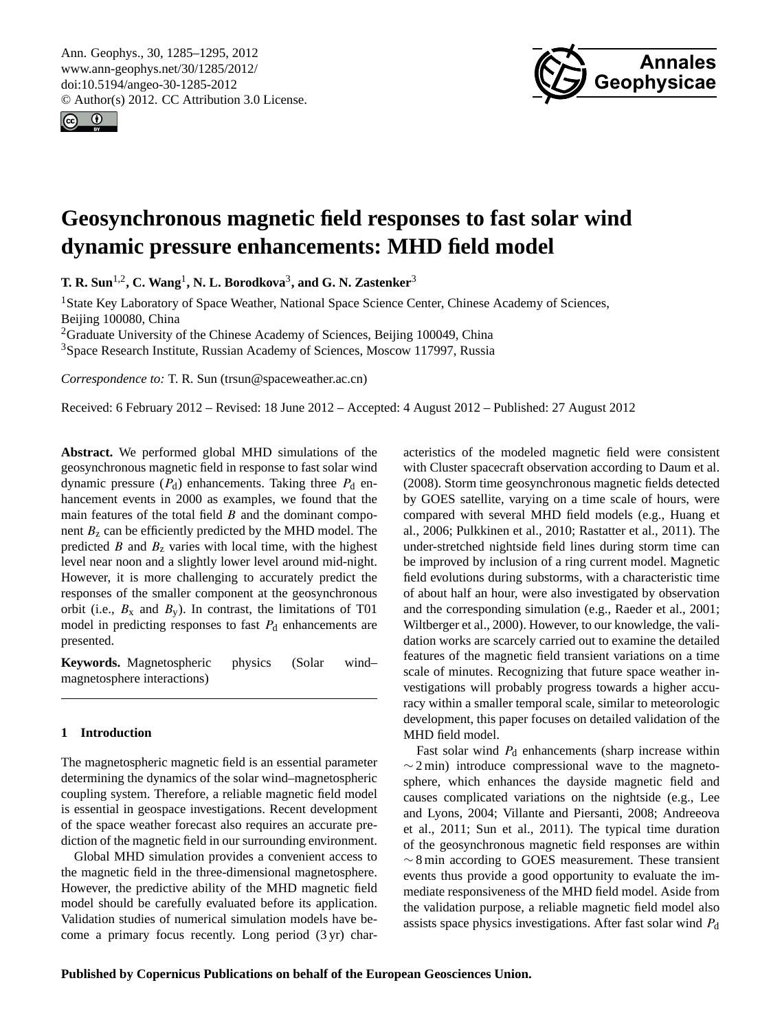# Geosynchronous magnetic field responses to fast solar wind dynamic pressure enhancements: MHD field model

**T. R. Sun[1,2], C. Wang[1], N. L. Borodkova[3], and G. N. Zastenker[3]**

[1]State Key Laboratory of Space Weather, National Space Science Center, Chinese Academy of Sciences, Beijing 100080, China
[2]Graduate University of the Chinese Academy of Sciences, Beijing 100049, China
[3]Space Research Institute, Russian Academy of Sciences, Moscow 117997, Russia

*Correspondence to:* T. R. Sun (trsun@spaceweather.ac.cn)

Received: 6 February 2012 – Revised: 18 June 2012 – Accepted: 4 August 2012 – Published: 27 August 2012

**Abstract.** We performed global MHD simulations of the geosynchronous magnetic field in response to fast solar wind dynamic pressure ($P_d$) enhancements. Taking three $P_d$ enhancement events in 2000 as examples, we found that the main features of the total field $B$ and the dominant component $B_z$ can be efficiently predicted by the MHD model. The predicted $B$ and $B_z$ varies with local time, with the highest level near noon and a slightly lower level around mid-night. However, it is more challenging to accurately predict the responses of the smaller component at the geosynchronous orbit (i.e., $B_x$ and $B_y$). In contrast, the limitations of T01 model in predicting responses to fast $P_d$ enhancements are presented.

**Keywords.** Magnetospheric physics (Solar wind–magnetosphere interactions)

## 1 Introduction

The magnetospheric magnetic field is an essential parameter determining the dynamics of the solar wind–magnetospheric coupling system. Therefore, a reliable magnetic field model is essential in geospace investigations. Recent development of the space weather forecast also requires an accurate prediction of the magnetic field in our surrounding environment.

Global MHD simulation provides a convenient access to the magnetic field in the three-dimensional magnetosphere. However, the predictive ability of the MHD magnetic field model should be carefully evaluated before its application. Validation studies of numerical simulation models have become a primary focus recently. Long period (3 yr) characteristics of the modeled magnetic field were consistent with Cluster spacecraft observation according to Daum et al. (2008). Storm time geosynchronous magnetic fields detected by GOES satellite, varying on a time scale of hours, were compared with several MHD field models (e.g., Huang et al., 2006; Pulkkinen et al., 2010; Rastatter et al., 2011). The under-stretched nightside field lines during storm time can be improved by inclusion of a ring current model. Magnetic field evolutions during substorms, with a characteristic time of about half an hour, were also investigated by observation and the corresponding simulation (e.g., Raeder et al., 2001; Wiltberger et al., 2000). However, to our knowledge, the validation works are scarcely carried out to examine the detailed features of the magnetic field transient variations on a time scale of minutes. Recognizing that future space weather investigations will probably progress towards a higher accuracy within a smaller temporal scale, similar to meteorologic development, this paper focuses on detailed validation of the MHD field model.

Fast solar wind $P_d$ enhancements (sharp increase within $\sim 2$ min) introduce compressional wave to the magnetosphere, which enhances the dayside magnetic field and causes complicated variations on the nightside (e.g., Lee and Lyons, 2004; Villante and Piersanti, 2008; Andreeova et al., 2011; Sun et al., 2011). The typical time duration of the geosynchronous magnetic field responses are within $\sim 8$ min according to GOES measurement. These transient events thus provide a good opportunity to evaluate the immediate responsiveness of the MHD field model. Aside from the validation purpose, a reliable magnetic field model also assists space physics investigations. After fast solar wind $P_d$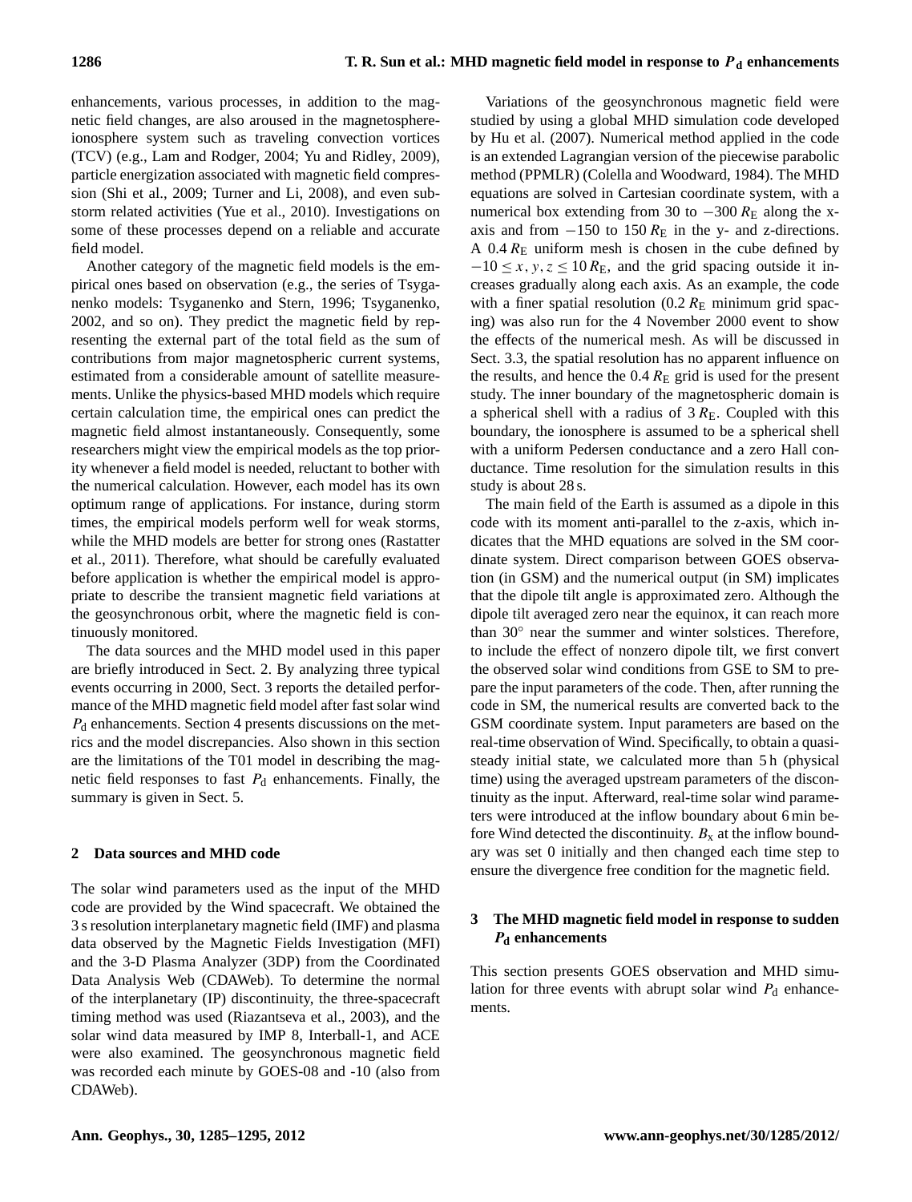enhancements, various processes, in addition to the magnetic field changes, are also aroused in the magnetosphere-ionosphere system such as traveling convection vortices (TCV) (e.g., Lam and Rodger, 2004; Yu and Ridley, 2009), particle energization associated with magnetic field compression (Shi et al., 2009; Turner and Li, 2008), and even substorm related activities (Yue et al., 2010). Investigations on some of these processes depend on a reliable and accurate field model.

Another category of the magnetic field models is the empirical ones based on observation (e.g., the series of Tsyganenko models: Tsyganenko and Stern, 1996; Tsyganenko, 2002, and so on). They predict the magnetic field by representing the external part of the total field as the sum of contributions from major magnetospheric current systems, estimated from a considerable amount of satellite measurements. Unlike the physics-based MHD models which require certain calculation time, the empirical ones can predict the magnetic field almost instantaneously. Consequently, some researchers might view the empirical models as the top priority whenever a field model is needed, reluctant to bother with the numerical calculation. However, each model has its own optimum range of applications. For instance, during storm times, the empirical models perform well for weak storms, while the MHD models are better for strong ones (Rastatter et al., 2011). Therefore, what should be carefully evaluated before application is whether the empirical model is appropriate to describe the transient magnetic field variations at the geosynchronous orbit, where the magnetic field is continuously monitored.

The data sources and the MHD model used in this paper are briefly introduced in Sect. 2. By analyzing three typical events occurring in 2000, Sect. 3 reports the detailed performance of the MHD magnetic field model after fast solar wind $P_\mathrm{d}$ enhancements. Section 4 presents discussions on the metrics and the model discrepancies. Also shown in this section are the limitations of the T01 model in describing the magnetic field responses to fast $P_\mathrm{d}$ enhancements. Finally, the summary is given in Sect. 5.

## 2 Data sources and MHD code

The solar wind parameters used as the input of the MHD code are provided by the Wind spacecraft. We obtained the 3 s resolution interplanetary magnetic field (IMF) and plasma data observed by the Magnetic Fields Investigation (MFI) and the 3-D Plasma Analyzer (3DP) from the Coordinated Data Analysis Web (CDAWeb). To determine the normal of the interplanetary (IP) discontinuity, the three-spacecraft timing method was used (Riazantseva et al., 2003), and the solar wind data measured by IMP 8, Interball-1, and ACE were also examined. The geosynchronous magnetic field was recorded each minute by GOES-08 and -10 (also from CDAWeb).

Variations of the geosynchronous magnetic field were studied by using a global MHD simulation code developed by Hu et al. (2007). Numerical method applied in the code is an extended Lagrangian version of the piecewise parabolic method (PPMLR) (Colella and Woodward, 1984). The MHD equations are solved in Cartesian coordinate system, with a numerical box extending from 30 to $-300\,R_\mathrm{E}$ along the x-axis and from $-150$ to $150\,R_\mathrm{E}$ in the y- and z-directions. A $0.4\,R_\mathrm{E}$ uniform mesh is chosen in the cube defined by $-10 \leq x, y, z \leq 10\,R_\mathrm{E}$, and the grid spacing outside it increases gradually along each axis. As an example, the code with a finer spatial resolution ($0.2\,R_\mathrm{E}$ minimum grid spacing) was also run for the 4 November 2000 event to show the effects of the numerical mesh. As will be discussed in Sect. 3.3, the spatial resolution has no apparent influence on the results, and hence the $0.4\,R_\mathrm{E}$ grid is used for the present study. The inner boundary of the magnetospheric domain is a spherical shell with a radius of $3\,R_\mathrm{E}$. Coupled with this boundary, the ionosphere is assumed to be a spherical shell with a uniform Pedersen conductance and a zero Hall conductance. Time resolution for the simulation results in this study is about 28 s.

The main field of the Earth is assumed as a dipole in this code with its moment anti-parallel to the z-axis, which indicates that the MHD equations are solved in the SM coordinate system. Direct comparison between GOES observation (in GSM) and the numerical output (in SM) implicates that the dipole tilt angle is approximated zero. Although the dipole tilt averaged zero near the equinox, it can reach more than 30° near the summer and winter solstices. Therefore, to include the effect of nonzero dipole tilt, we first convert the observed solar wind conditions from GSE to SM to prepare the input parameters of the code. Then, after running the code in SM, the numerical results are converted back to the GSM coordinate system. Input parameters are based on the real-time observation of Wind. Specifically, to obtain a quasi-steady initial state, we calculated more than 5 h (physical time) using the averaged upstream parameters of the discontinuity as the input. Afterward, real-time solar wind parameters were introduced at the inflow boundary about 6 min before Wind detected the discontinuity. $B_\mathrm{x}$ at the inflow boundary was set 0 initially and then changed each time step to ensure the divergence free condition for the magnetic field.

## 3 The MHD magnetic field model in response to sudden $P_\mathrm{d}$ enhancements

This section presents GOES observation and MHD simulation for three events with abrupt solar wind $P_\mathrm{d}$ enhancements.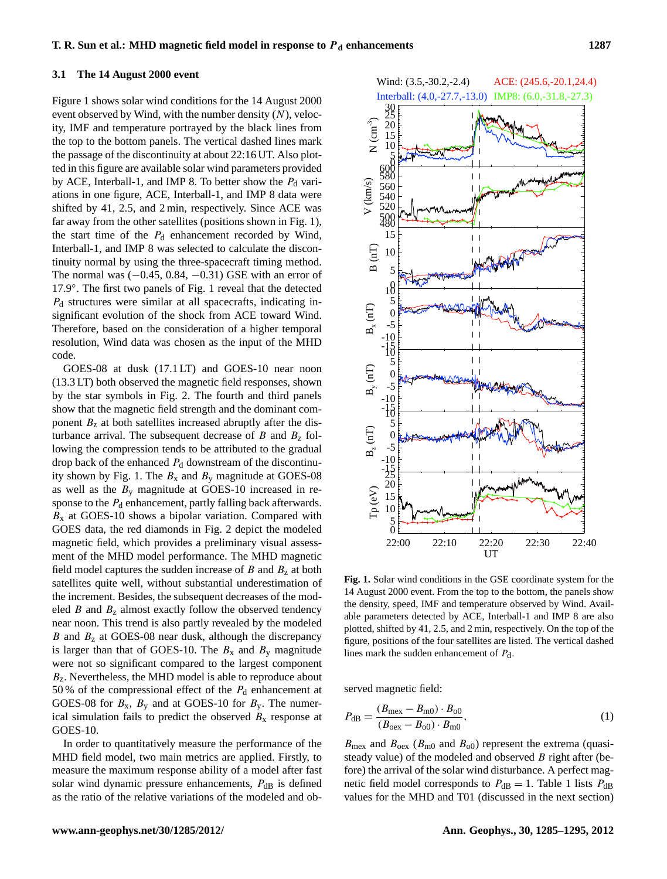### 3.1 The 14 August 2000 event

Figure 1 shows solar wind conditions for the 14 August 2000 event observed by Wind, with the number density ($N$), velocity, IMF and temperature portrayed by the black lines from the top to the bottom panels. The vertical dashed lines mark the passage of the discontinuity at about 22:16 UT. Also plotted in this figure are available solar wind parameters provided by ACE, Interball-1, and IMP 8. To better show the $P_d$ variations in one figure, ACE, Interball-1, and IMP 8 data were shifted by 41, 2.5, and 2 min, respectively. Since ACE was far away from the other satellites (positions shown in Fig. 1), the start time of the $P_d$ enhancement recorded by Wind, Interball-1, and IMP 8 was selected to calculate the discontinuity normal by using the three-spacecraft timing method. The normal was $(-0.45, 0.84, -0.31)$ GSE with an error of 17.9°. The first two panels of Fig. 1 reveal that the detected $P_d$ structures were similar at all spacecrafts, indicating insignificant evolution of the shock from ACE toward Wind. Therefore, based on the consideration of a higher temporal resolution, Wind data was chosen as the input of the MHD code.

GOES-08 at dusk (17.1 LT) and GOES-10 near noon (13.3 LT) both observed the magnetic field responses, shown by the star symbols in Fig. 2. The fourth and third panels show that the magnetic field strength and the dominant component $B_z$ at both satellites increased abruptly after the disturbance arrival. The subsequent decrease of $B$ and $B_z$ following the compression tends to be attributed to the gradual drop back of the enhanced $P_d$ downstream of the discontinuity shown by Fig. 1. The $B_x$ and $B_y$ magnitude at GOES-08 as well as the $B_y$ magnitude at GOES-10 increased in response to the $P_d$ enhancement, partly falling back afterwards. $B_x$ at GOES-10 shows a bipolar variation. Compared with GOES data, the red diamonds in Fig. 2 depict the modeled magnetic field, which provides a preliminary visual assessment of the MHD model performance. The MHD magnetic field model captures the sudden increase of $B$ and $B_z$ at both satellites quite well, without substantial underestimation of the increment. Besides, the subsequent decreases of the modeled $B$ and $B_z$ almost exactly follow the observed tendency near noon. This trend is also partly revealed by the modeled $B$ and $B_z$ at GOES-08 near dusk, although the discrepancy is larger than that of GOES-10. The $B_x$ and $B_y$ magnitude were not so significant compared to the largest component $B_z$. Nevertheless, the MHD model is able to reproduce about 50 % of the compressional effect of the $P_d$ enhancement at GOES-08 for $B_x$, $B_y$ and at GOES-10 for $B_y$. The numerical simulation fails to predict the observed $B_x$ response at GOES-10.

In order to quantitatively measure the performance of the MHD field model, two main metrics are applied. Firstly, to measure the maximum response ability of a model after fast solar wind dynamic pressure enhancements, $P_{dB}$ is defined as the ratio of the relative variations of the modeled and observed magnetic field:

**Fig. 1.** Solar wind conditions in the GSE coordinate system for the 14 August 2000 event. From the top to the bottom, the panels show the density, speed, IMF and temperature observed by Wind. Available parameters detected by ACE, Interball-1 and IMP 8 are also plotted, shifted by 41, 2.5, and 2 min, respectively. On the top of the figure, positions of the four satellites are listed. The vertical dashed lines mark the sudden enhancement of $P_d$.

$$P_{dB} = \frac{(B_{mex} - B_{m0}) \cdot B_{o0}}{(B_{oex} - B_{o0}) \cdot B_{m0}}, \tag{1}$$

$B_{mex}$ and $B_{oex}$ ($B_{m0}$ and $B_{o0}$) represent the extrema (quasi-steady value) of the modeled and observed $B$ right after (before) the arrival of the solar wind disturbance. A perfect magnetic field model corresponds to $P_{dB} = 1$. Table 1 lists $P_{dB}$ values for the MHD and T01 (discussed in the next section)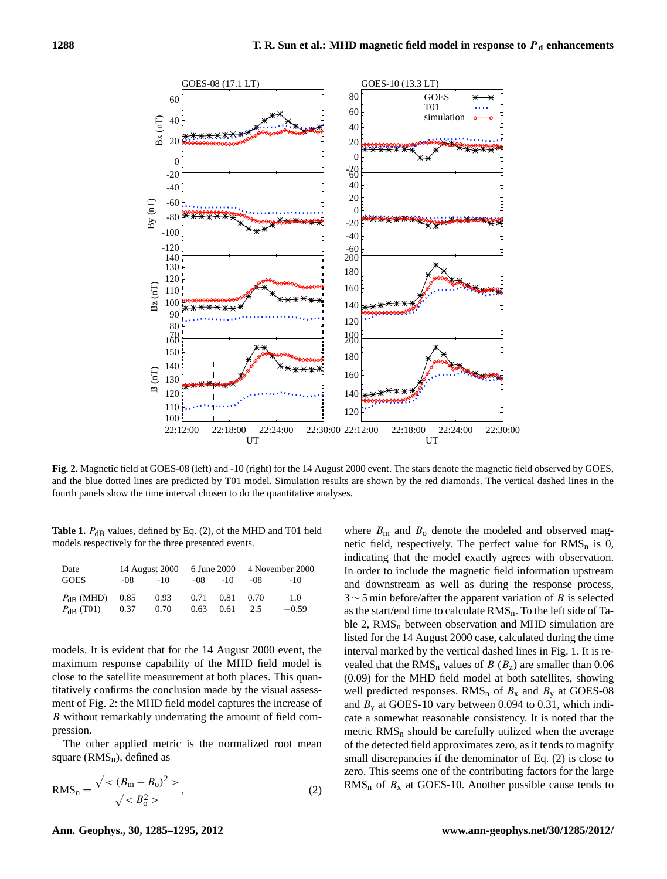**Fig. 2.** Magnetic field at GOES-08 (left) and -10 (right) for the 14 August 2000 event. The stars denote the magnetic field observed by GOES, and the blue dotted lines are predicted by T01 model. Simulation results are shown by the red diamonds. The vertical dashed lines in the fourth panels show the time interval chosen to do the quantitative analyses.

**Table 1.** $P_{\rm dB}$ values, defined by Eq. (2), of the MHD and T01 field models respectively for the three presented events.

| Date | 14 August 2000 | | 6 June 2000 | | 4 November 2000 | |
|---|---|---|---|---|---|---|
| GOES | -08 | -10 | -08 | -10 | -08 | -10 |
| $P_{\rm dB}$ (MHD) | 0.85 | 0.93 | 0.71 | 0.81 | 0.70 | 1.0 |
| $P_{\rm dB}$ (T01) | 0.37 | 0.70 | 0.63 | 0.61 | 2.5 | −0.59 |

models. It is evident that for the 14 August 2000 event, the maximum response capability of the MHD field model is close to the satellite measurement at both places. This quantitatively confirms the conclusion made by the visual assessment of Fig. 2: the MHD field model captures the increase of $B$ without remarkably underrating the amount of field compression.

The other applied metric is the normalized root mean square ($\mathrm{RMS_n}$), defined as

$$\mathrm{RMS_n} = \frac{\sqrt{<(B_\mathrm{m}-B_\mathrm{o})^2>}}{\sqrt{<B_\mathrm{o}^2>}}, \tag{2}$$

where $B_\mathrm{m}$ and $B_\mathrm{o}$ denote the modeled and observed magnetic field, respectively. The perfect value for $\mathrm{RMS_n}$ is 0, indicating that the model exactly agrees with observation. In order to include the magnetic field information upstream and downstream as well as during the response process, $3\sim5$ min before/after the apparent variation of $B$ is selected as the start/end time to calculate $\mathrm{RMS_n}$. To the left side of Table 2, $\mathrm{RMS_n}$ between observation and MHD simulation are listed for the 14 August 2000 case, calculated during the time interval marked by the vertical dashed lines in Fig. 1. It is revealed that the $\mathrm{RMS_n}$ values of $B$ ($B_\mathrm{z}$) are smaller than 0.06 (0.09) for the MHD field model at both satellites, showing well predicted responses. $\mathrm{RMS_n}$ of $B_\mathrm{x}$ and $B_\mathrm{y}$ at GOES-08 and $B_\mathrm{y}$ at GOES-10 vary between 0.094 to 0.31, which indicate a somewhat reasonable consistency. It is noted that the metric $\mathrm{RMS_n}$ should be carefully utilized when the average of the detected field approximates zero, as it tends to magnify small discrepancies if the denominator of Eq. (2) is close to zero. This seems one of the contributing factors for the large $\mathrm{RMS_n}$ of $B_\mathrm{x}$ at GOES-10. Another possible cause tends to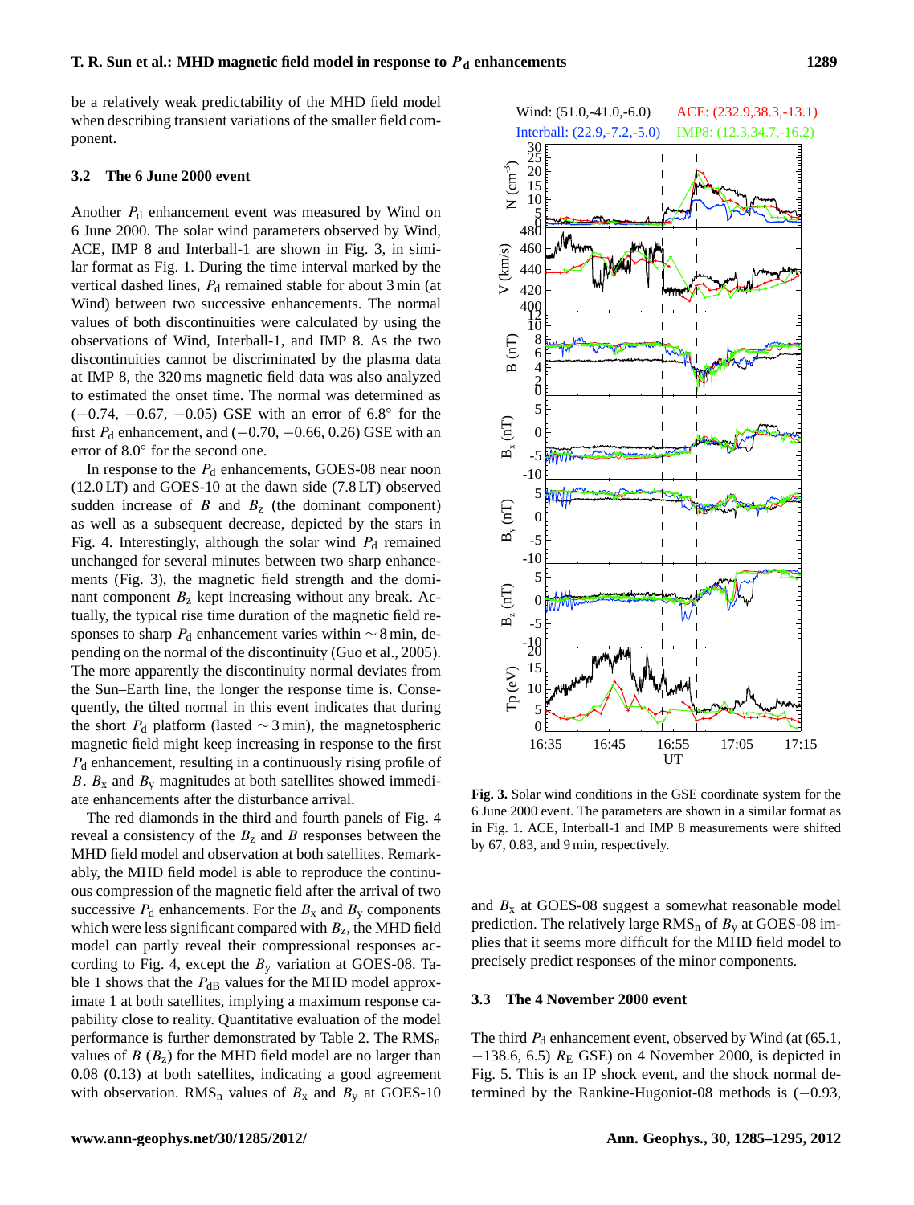be a relatively weak predictability of the MHD field model when describing transient variations of the smaller field component.

### 3.2 The 6 June 2000 event

Another $P_d$ enhancement event was measured by Wind on 6 June 2000. The solar wind parameters observed by Wind, ACE, IMP 8 and Interball-1 are shown in Fig. 3, in similar format as Fig. 1. During the time interval marked by the vertical dashed lines, $P_d$ remained stable for about 3 min (at Wind) between two successive enhancements. The normal values of both discontinuities were calculated by using the observations of Wind, Interball-1, and IMP 8. As the two discontinuities cannot be discriminated by the plasma data at IMP 8, the 320 ms magnetic field data was also analyzed to estimated the onset time. The normal was determined as $(-0.74, -0.67, -0.05)$ GSE with an error of 6.8° for the first $P_d$ enhancement, and $(-0.70, -0.66, 0.26)$ GSE with an error of 8.0° for the second one.

In response to the $P_d$ enhancements, GOES-08 near noon (12.0 LT) and GOES-10 at the dawn side (7.8 LT) observed sudden increase of $B$ and $B_z$ (the dominant component) as well as a subsequent decrease, depicted by the stars in Fig. 4. Interestingly, although the solar wind $P_d$ remained unchanged for several minutes between two sharp enhancements (Fig. 3), the magnetic field strength and the dominant component $B_z$ kept increasing without any break. Actually, the typical rise time duration of the magnetic field responses to sharp $P_d$ enhancement varies within $\sim 8$ min, depending on the normal of the discontinuity (Guo et al., 2005). The more apparently the discontinuity normal deviates from the Sun–Earth line, the longer the response time is. Consequently, the tilted normal in this event indicates that during the short $P_d$ platform (lasted $\sim 3$ min), the magnetospheric magnetic field might keep increasing in response to the first $P_d$ enhancement, resulting in a continuously rising profile of $B$. $B_x$ and $B_y$ magnitudes at both satellites showed immediate enhancements after the disturbance arrival.

The red diamonds in the third and fourth panels of Fig. 4 reveal a consistency of the $B_z$ and $B$ responses between the MHD field model and observation at both satellites. Remarkably, the MHD field model is able to reproduce the continuous compression of the magnetic field after the arrival of two successive $P_d$ enhancements. For the $B_x$ and $B_y$ components which were less significant compared with $B_z$, the MHD field model can partly reveal their compressional responses according to Fig. 4, except the $B_y$ variation at GOES-08. Table 1 shows that the $P_{dB}$ values for the MHD model approximate 1 at both satellites, implying a maximum response capability close to reality. Quantitative evaluation of the model performance is further demonstrated by Table 2. The $\mathrm{RMS_n}$ values of $B$ ($B_z$) for the MHD field model are no larger than 0.08 (0.13) at both satellites, indicating a good agreement with observation. $\mathrm{RMS_n}$ values of $B_x$ and $B_y$ at GOES-10 and $B_x$ at GOES-08 suggest a somewhat reasonable model prediction. The relatively large $\mathrm{RMS_n}$ of $B_y$ at GOES-08 implies that it seems more difficult for the MHD field model to precisely predict responses of the minor components.

**Fig. 3.** Solar wind conditions in the GSE coordinate system for the 6 June 2000 event. The parameters are shown in a similar format as in Fig. 1. ACE, Interball-1 and IMP 8 measurements were shifted by 67, 0.83, and 9 min, respectively.

### 3.3 The 4 November 2000 event

The third $P_d$ enhancement event, observed by Wind (at (65.1, $-138.6$, 6.5) $R_E$ GSE) on 4 November 2000, is depicted in Fig. 5. This is an IP shock event, and the shock normal determined by the Rankine-Hugoniot-08 methods is $(-0.93,$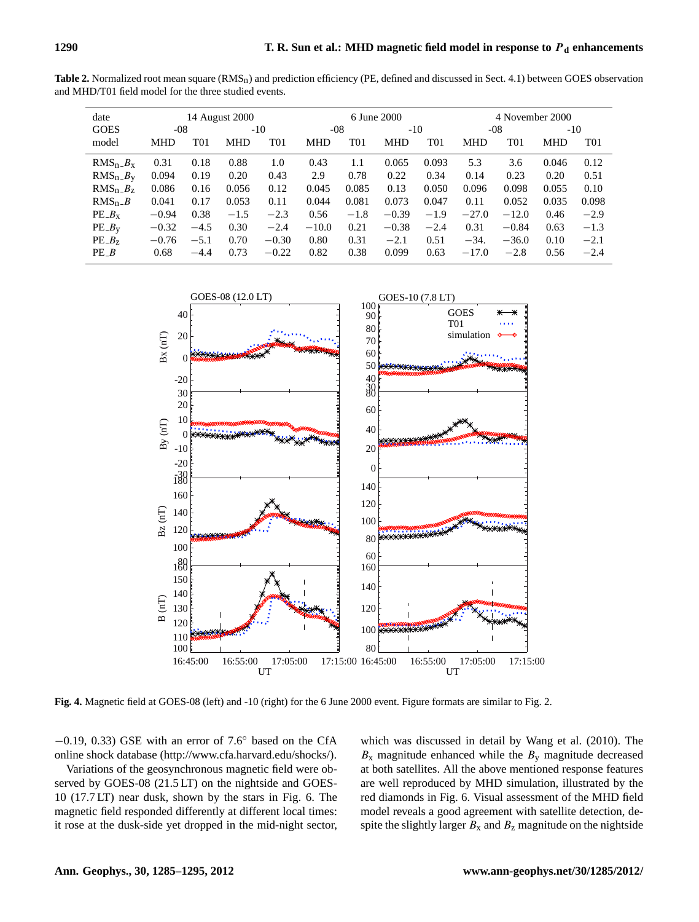**Table 2.** Normalized root mean square ($RMS_n$) and prediction efficiency (PE, defined and discussed in Sect. 4.1) between GOES observation and MHD/T01 field model for the three studied events.

| date | 14 August 2000 | | | | 6 June 2000 | | | | 4 November 2000 | | | |
|---|---|---|---|---|---|---|---|---|---|---|---|---|
| GOES | -08 | | -10 | | -08 | | -10 | | -08 | | -10 | |
| model | MHD | T01 | MHD | T01 | MHD | T01 | MHD | T01 | MHD | T01 | MHD | T01 |
| $RMS_n\_B_x$ | 0.31 | 0.18 | 0.88 | 1.0 | 0.43 | 1.1 | 0.065 | 0.093 | 5.3 | 3.6 | 0.046 | 0.12 |
| $RMS_n\_B_y$ | 0.094 | 0.19 | 0.20 | 0.43 | 2.9 | 0.78 | 0.22 | 0.34 | 0.14 | 0.23 | 0.20 | 0.51 |
| $RMS_n\_B_z$ | 0.086 | 0.16 | 0.056 | 0.12 | 0.045 | 0.085 | 0.13 | 0.050 | 0.096 | 0.098 | 0.055 | 0.10 |
| $RMS_n\_B$ | 0.041 | 0.17 | 0.053 | 0.11 | 0.044 | 0.081 | 0.073 | 0.047 | 0.11 | 0.052 | 0.035 | 0.098 |
| $PE\_B_x$ | −0.94 | 0.38 | −1.5 | −2.3 | 0.56 | −1.8 | −0.39 | −1.9 | −27.0 | −12.0 | 0.46 | −2.9 |
| $PE\_B_y$ | −0.32 | −4.5 | 0.30 | −2.4 | −10.0 | 0.21 | −0.38 | −2.4 | 0.31 | −0.84 | 0.63 | −1.3 |
| $PE\_B_z$ | −0.76 | −5.1 | 0.70 | −0.30 | 0.80 | 0.31 | −2.1 | 0.51 | −34. | −36.0 | 0.10 | −2.1 |
| $PE\_B$ | 0.68 | −4.4 | 0.73 | −0.22 | 0.82 | 0.38 | 0.099 | 0.63 | −17.0 | −2.8 | 0.56 | −2.4 |

**Fig. 4.** Magnetic field at GOES-08 (left) and -10 (right) for the 6 June 2000 event. Figure formats are similar to Fig. 2.

−0.19, 0.33) GSE with an error of 7.6° based on the CfA online shock database (http://www.cfa.harvard.edu/shocks/).

Variations of the geosynchronous magnetic field were observed by GOES-08 (21.5 LT) on the nightside and GOES-10 (17.7 LT) near dusk, shown by the stars in Fig. 6. The magnetic field responded differently at different local times: it rose at the dusk-side yet dropped in the mid-night sector, which was discussed in detail by Wang et al. (2010). The $B_x$ magnitude enhanced while the $B_y$ magnitude decreased at both satellites. All the above mentioned response features are well reproduced by MHD simulation, illustrated by the red diamonds in Fig. 6. Visual assessment of the MHD field model reveals a good agreement with satellite detection, despite the slightly larger $B_x$ and $B_z$ magnitude on the nightside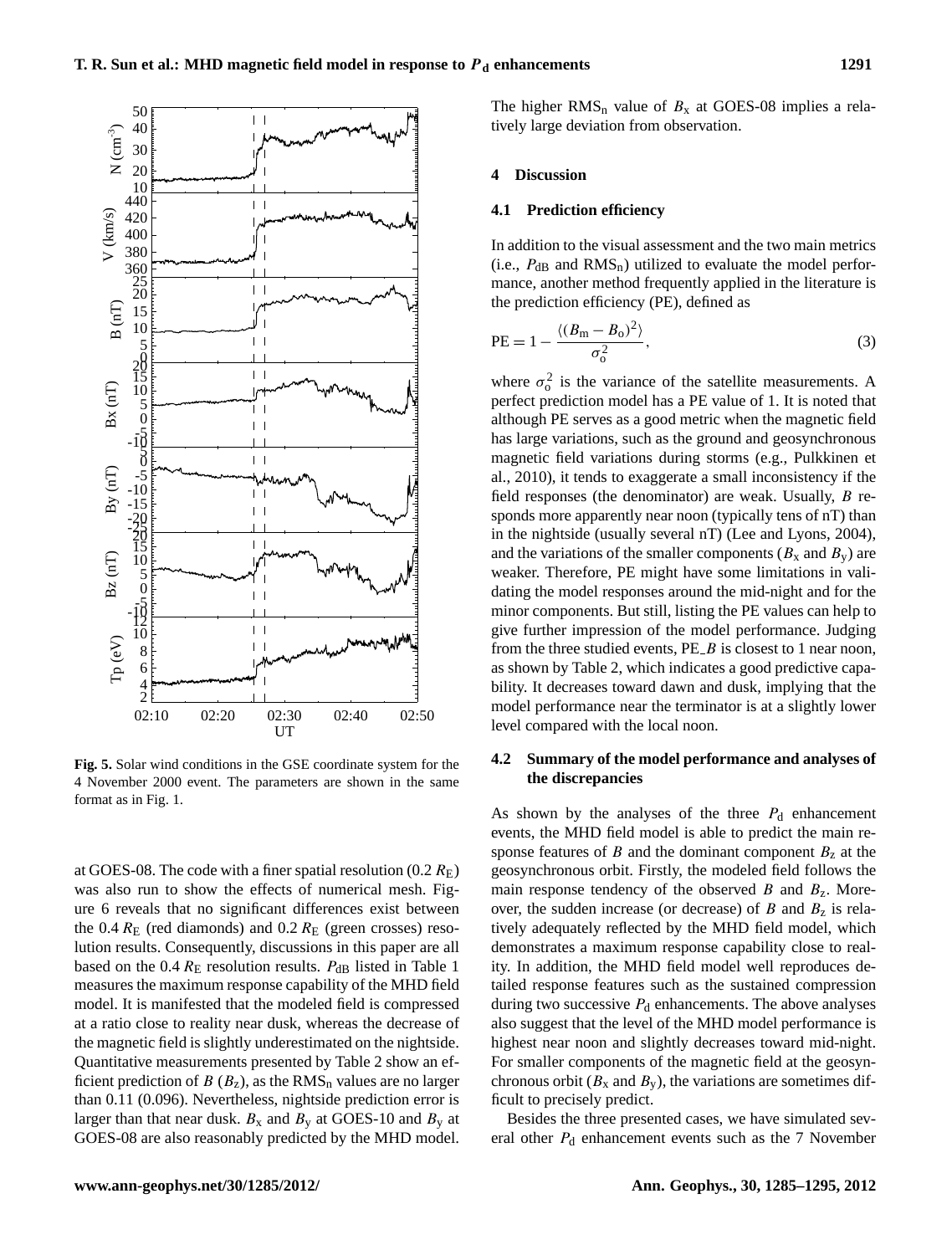**Fig. 5.** Solar wind conditions in the GSE coordinate system for the 4 November 2000 event. The parameters are shown in the same format as in Fig. 1.

at GOES-08. The code with a finer spatial resolution (0.2 $R_E$) was also run to show the effects of numerical mesh. Figure 6 reveals that no significant differences exist between the 0.4 $R_E$ (red diamonds) and 0.2 $R_E$ (green crosses) resolution results. Consequently, discussions in this paper are all based on the 0.4 $R_E$ resolution results. $P_{dB}$ listed in Table 1 measures the maximum response capability of the MHD field model. It is manifested that the modeled field is compressed at a ratio close to reality near dusk, whereas the decrease of the magnetic field is slightly underestimated on the nightside. Quantitative measurements presented by Table 2 show an efficient prediction of $B$ ($B_z$), as the $RMS_n$ values are no larger than 0.11 (0.096). Nevertheless, nightside prediction error is larger than that near dusk. $B_x$ and $B_y$ at GOES-10 and $B_y$ at GOES-08 are also reasonably predicted by the MHD model. The higher $RMS_n$ value of $B_x$ at GOES-08 implies a relatively large deviation from observation.

## 4 Discussion

### 4.1 Prediction efficiency

In addition to the visual assessment and the two main metrics (i.e., $P_{dB}$ and $RMS_n$) utilized to evaluate the model performance, another method frequently applied in the literature is the prediction efficiency (PE), defined as

$$\text{PE} = 1 - \frac{\langle (B_m - B_o)^2 \rangle}{\sigma_o^2}, \tag{3}$$

where $\sigma_o^2$ is the variance of the satellite measurements. A perfect prediction model has a PE value of 1. It is noted that although PE serves as a good metric when the magnetic field has large variations, such as the ground and geosynchronous magnetic field variations during storms (e.g., Pulkkinen et al., 2010), it tends to exaggerate a small inconsistency if the field responses (the denominator) are weak. Usually, $B$ responds more apparently near noon (typically tens of nT) than in the nightside (usually several nT) (Lee and Lyons, 2004), and the variations of the smaller components ($B_x$ and $B_y$) are weaker. Therefore, PE might have some limitations in validating the model responses around the mid-night and for the minor components. But still, listing the PE values can help to give further impression of the model performance. Judging from the three studied events, PE_$B$ is closest to 1 near noon, as shown by Table 2, which indicates a good predictive capability. It decreases toward dawn and dusk, implying that the model performance near the terminator is at a slightly lower level compared with the local noon.

### 4.2 Summary of the model performance and analyses of the discrepancies

As shown by the analyses of the three $P_d$ enhancement events, the MHD field model is able to predict the main response features of $B$ and the dominant component $B_z$ at the geosynchronous orbit. Firstly, the modeled field follows the main response tendency of the observed $B$ and $B_z$. Moreover, the sudden increase (or decrease) of $B$ and $B_z$ is relatively adequately reflected by the MHD field model, which demonstrates a maximum response capability close to reality. In addition, the MHD field model well reproduces detailed response features such as the sustained compression during two successive $P_d$ enhancements. The above analyses also suggest that the level of the MHD model performance is highest near noon and slightly decreases toward mid-night. For smaller components of the magnetic field at the geosynchronous orbit ($B_x$ and $B_y$), the variations are sometimes difficult to precisely predict.

Besides the three presented cases, we have simulated several other $P_d$ enhancement events such as the 7 November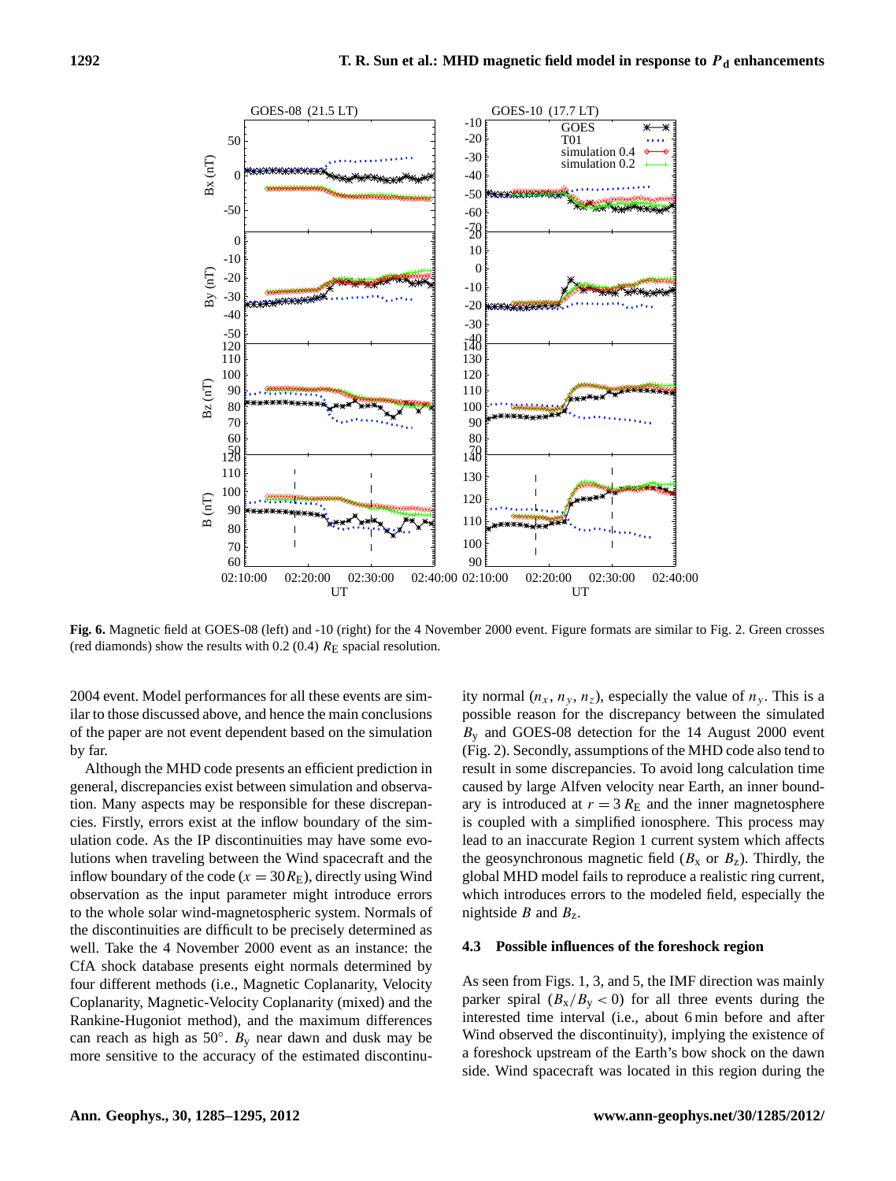**Fig. 6.** Magnetic field at GOES-08 (left) and -10 (right) for the 4 November 2000 event. Figure formats are similar to Fig. 2. Green crosses (red diamonds) show the results with 0.2 (0.4) $R_E$ spacial resolution.

2004 event. Model performances for all these events are similar to those discussed above, and hence the main conclusions of the paper are not event dependent based on the simulation by far.

Although the MHD code presents an efficient prediction in general, discrepancies exist between simulation and observation. Many aspects may be responsible for these discrepancies. Firstly, errors exist at the inflow boundary of the simulation code. As the IP discontinuities may have some evolutions when traveling between the Wind spacecraft and the inflow boundary of the code ($x = 30\,R_E$), directly using Wind observation as the input parameter might introduce errors to the whole solar wind-magnetospheric system. Normals of the discontinuities are difficult to be precisely determined as well. Take the 4 November 2000 event as an instance: the CfA shock database presents eight normals determined by four different methods (i.e., Magnetic Coplanarity, Velocity Coplanarity, Magnetic-Velocity Coplanarity (mixed) and the Rankine-Hugoniot method), and the maximum differences can reach as high as 50°. $B_y$ near dawn and dusk may be more sensitive to the accuracy of the estimated discontinuity normal ($n_x$, $n_y$, $n_z$), especially the value of $n_y$. This is a possible reason for the discrepancy between the simulated $B_y$ and GOES-08 detection for the 14 August 2000 event (Fig. 2). Secondly, assumptions of the MHD code also tend to result in some discrepancies. To avoid long calculation time caused by large Alfven velocity near Earth, an inner boundary is introduced at $r = 3\,R_E$ and the inner magnetosphere is coupled with a simplified ionosphere. This process may lead to an inaccurate Region 1 current system which affects the geosynchronous magnetic field ($B_x$ or $B_z$). Thirdly, the global MHD model fails to reproduce a realistic ring current, which introduces errors to the modeled field, especially the nightside $B$ and $B_z$.

### 4.3 Possible influences of the foreshock region

As seen from Figs. 1, 3, and 5, the IMF direction was mainly parker spiral ($B_x/B_y < 0$) for all three events during the interested time interval (i.e., about 6 min before and after Wind observed the discontinuity), implying the existence of a foreshock upstream of the Earth's bow shock on the dawn side. Wind spacecraft was located in this region during the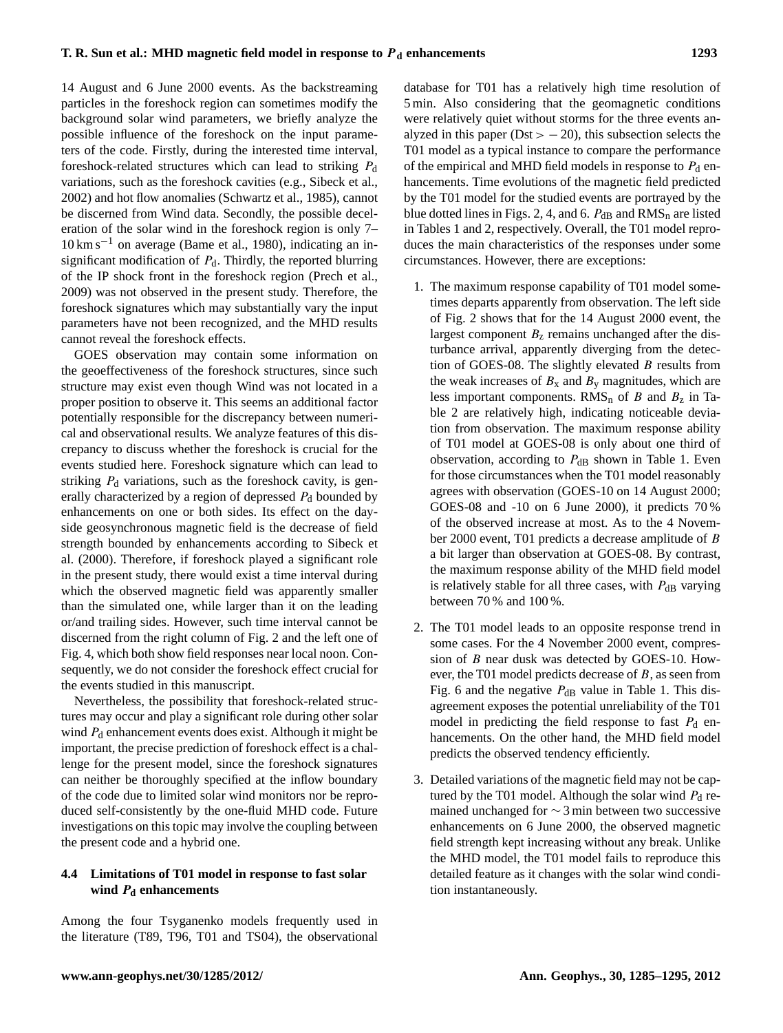14 August and 6 June 2000 events. As the backstreaming particles in the foreshock region can sometimes modify the background solar wind parameters, we briefly analyze the possible influence of the foreshock on the input parameters of the code. Firstly, during the interested time interval, foreshock-related structures which can lead to striking $P_d$ variations, such as the foreshock cavities (e.g., Sibeck et al., 2002) and hot flow anomalies (Schwartz et al., 1985), cannot be discerned from Wind data. Secondly, the possible deceleration of the solar wind in the foreshock region is only 7–10 $\mathrm{km\,s^{-1}}$ on average (Bame et al., 1980), indicating an insignificant modification of $P_d$. Thirdly, the reported blurring of the IP shock front in the foreshock region (Prech et al., 2009) was not observed in the present study. Therefore, the foreshock signatures which may substantially vary the input parameters have not been recognized, and the MHD results cannot reveal the foreshock effects.

GOES observation may contain some information on the geoeffectiveness of the foreshock structures, since such structure may exist even though Wind was not located in a proper position to observe it. This seems an additional factor potentially responsible for the discrepancy between numerical and observational results. We analyze features of this discrepancy to discuss whether the foreshock is crucial for the events studied here. Foreshock signature which can lead to striking $P_d$ variations, such as the foreshock cavity, is generally characterized by a region of depressed $P_d$ bounded by enhancements on one or both sides. Its effect on the dayside geosynchronous magnetic field is the decrease of field strength bounded by enhancements according to Sibeck et al. (2000). Therefore, if foreshock played a significant role in the present study, there would exist a time interval during which the observed magnetic field was apparently smaller than the simulated one, while larger than it on the leading or/and trailing sides. However, such time interval cannot be discerned from the right column of Fig. 2 and the left one of Fig. 4, which both show field responses near local noon. Consequently, we do not consider the foreshock effect crucial for the events studied in this manuscript.

Nevertheless, the possibility that foreshock-related structures may occur and play a significant role during other solar wind $P_d$ enhancement events does exist. Although it might be important, the precise prediction of foreshock effect is a challenge for the present model, since the foreshock signatures can neither be thoroughly specified at the inflow boundary of the code due to limited solar wind monitors nor be reproduced self-consistently by the one-fluid MHD code. Future investigations on this topic may involve the coupling between the present code and a hybrid one.

### 4.4 Limitations of T01 model in response to fast solar wind $P_d$ enhancements

Among the four Tsyganenko models frequently used in the literature (T89, T96, T01 and TS04), the observational database for T01 has a relatively high time resolution of 5 min. Also considering that the geomagnetic conditions were relatively quiet without storms for the three events analyzed in this paper (Dst $> -20$), this subsection selects the T01 model as a typical instance to compare the performance of the empirical and MHD field models in response to $P_d$ enhancements. Time evolutions of the magnetic field predicted by the T01 model for the studied events are portrayed by the blue dotted lines in Figs. 2, 4, and 6. $P_{dB}$ and $\mathrm{RMS_n}$ are listed in Tables 1 and 2, respectively. Overall, the T01 model reproduces the main characteristics of the responses under some circumstances. However, there are exceptions:

1. The maximum response capability of T01 model sometimes departs apparently from observation. The left side of Fig. 2 shows that for the 14 August 2000 event, the largest component $B_z$ remains unchanged after the disturbance arrival, apparently diverging from the detection of GOES-08. The slightly elevated $B$ results from the weak increases of $B_x$ and $B_y$ magnitudes, which are less important components. $\mathrm{RMS_n}$ of $B$ and $B_z$ in Table 2 are relatively high, indicating noticeable deviation from observation. The maximum response ability of T01 model at GOES-08 is only about one third of observation, according to $P_{dB}$ shown in Table 1. Even for those circumstances when the T01 model reasonably agrees with observation (GOES-10 on 14 August 2000; GOES-08 and -10 on 6 June 2000), it predicts 70 % of the observed increase at most. As to the 4 November 2000 event, T01 predicts a decrease amplitude of $B$ a bit larger than observation at GOES-08. By contrast, the maximum response ability of the MHD field model is relatively stable for all three cases, with $P_{dB}$ varying between 70 % and 100 %.

2. The T01 model leads to an opposite response trend in some cases. For the 4 November 2000 event, compression of $B$ near dusk was detected by GOES-10. However, the T01 model predicts decrease of $B$, as seen from Fig. 6 and the negative $P_{dB}$ value in Table 1. This disagreement exposes the potential unreliability of the T01 model in predicting the field response to fast $P_d$ enhancements. On the other hand, the MHD field model predicts the observed tendency efficiently.

3. Detailed variations of the magnetic field may not be captured by the T01 model. Although the solar wind $P_d$ remained unchanged for $\sim 3$ min between two successive enhancements on 6 June 2000, the observed magnetic field strength kept increasing without any break. Unlike the MHD model, the T01 model fails to reproduce this detailed feature as it changes with the solar wind condition instantaneously.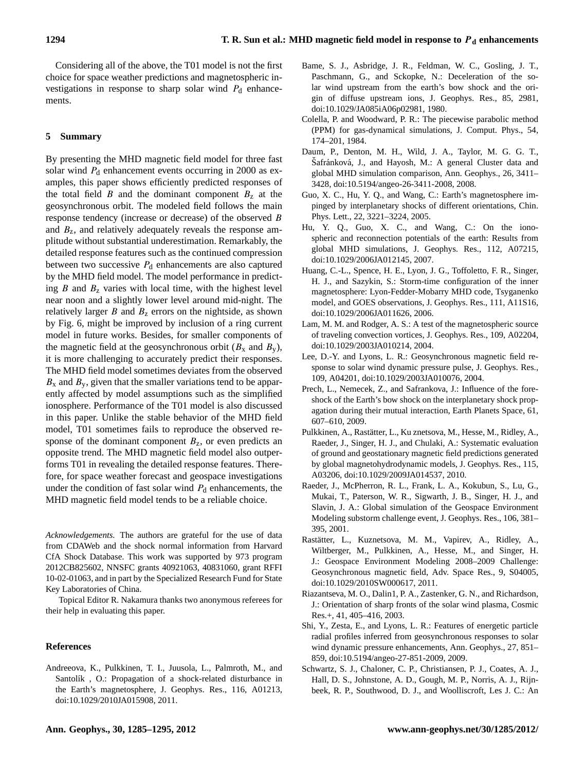Considering all of the above, the T01 model is not the first choice for space weather predictions and magnetospheric investigations in response to sharp solar wind $P_d$ enhancements.

## 5 Summary

By presenting the MHD magnetic field model for three fast solar wind $P_d$ enhancement events occurring in 2000 as examples, this paper shows efficiently predicted responses of the total field $B$ and the dominant component $B_z$ at the geosynchronous orbit. The modeled field follows the main response tendency (increase or decrease) of the observed $B$ and $B_z$, and relatively adequately reveals the response amplitude without substantial underestimation. Remarkably, the detailed response features such as the continued compression between two successive $P_d$ enhancements are also captured by the MHD field model. The model performance in predicting $B$ and $B_z$ varies with local time, with the highest level near noon and a slightly lower level around mid-night. The relatively larger $B$ and $B_z$ errors on the nightside, as shown by Fig. 6, might be improved by inclusion of a ring current model in future works. Besides, for smaller components of the magnetic field at the geosynchronous orbit ($B_x$ and $B_y$), it is more challenging to accurately predict their responses. The MHD field model sometimes deviates from the observed $B_x$ and $B_y$, given that the smaller variations tend to be apparently affected by model assumptions such as the simplified ionosphere. Performance of the T01 model is also discussed in this paper. Unlike the stable behavior of the MHD field model, T01 sometimes fails to reproduce the observed response of the dominant component $B_z$, or even predicts an opposite trend. The MHD magnetic field model also outperforms T01 in revealing the detailed response features. Therefore, for space weather forecast and geospace investigations under the condition of fast solar wind $P_d$ enhancements, the MHD magnetic field model tends to be a reliable choice.

*Acknowledgements.* The authors are grateful for the use of data from CDAWeb and the shock normal information from Harvard CfA Shock Database. This work was supported by 973 program 2012CB825602, NNSFC grants 40921063, 40831060, grant RFFI 10-02-01063, and in part by the Specialized Research Fund for State Key Laboratories of China.

Topical Editor R. Nakamura thanks two anonymous referees for their help in evaluating this paper.

## References

Andreeova, K., Pulkkinen, T. I., Juusola, L., Palmroth, M., and Santolík , O.: Propagation of a shock-related disturbance in the Earth's magnetosphere, J. Geophys. Res., 116, A01213, doi:10.1029/2010JA015908, 2011.

Bame, S. J., Asbridge, J. R., Feldman, W. C., Gosling, J. T., Paschmann, G., and Sckopke, N.: Deceleration of the solar wind upstream from the earth's bow shock and the origin of diffuse upstream ions, J. Geophys. Res., 85, 2981, doi:10.1029/JA085iA06p02981, 1980.

Colella, P. and Woodward, P. R.: The piecewise parabolic method (PPM) for gas-dynamical simulations, J. Comput. Phys., 54, 174–201, 1984.

Daum, P., Denton, M. H., Wild, J. A., Taylor, M. G. G. T., Šafránková, J., and Hayosh, M.: A general Cluster data and global MHD simulation comparison, Ann. Geophys., 26, 3411–3428, doi:10.5194/angeo-26-3411-2008, 2008.

Guo, X. C., Hu, Y. Q., and Wang, C.: Earth's magnetosphere impinged by interplanetary shocks of different orientations, Chin. Phys. Lett., 22, 3221–3224, 2005.

Hu, Y. Q., Guo, X. C., and Wang, C.: On the ionospheric and reconnection potentials of the earth: Results from global MHD simulations, J. Geophys. Res., 112, A07215, doi:10.1029/2006JA012145, 2007.

Huang, C.-L., Spence, H. E., Lyon, J. G., Toffoletto, F. R., Singer, H. J., and Sazykin, S.: Storm-time configuration of the inner magnetosphere: Lyon-Fedder-Mobarry MHD code, Tsyganenko model, and GOES observations, J. Geophys. Res., 111, A11S16, doi:10.1029/2006JA011626, 2006.

Lam, M. M. and Rodger, A. S.: A test of the magnetospheric source of traveling convection vortices, J. Geophys. Res., 109, A02204, doi:10.1029/2003JA010214, 2004.

Lee, D.-Y. and Lyons, L. R.: Geosynchronous magnetic field response to solar wind dynamic pressure pulse, J. Geophys. Res., 109, A04201, doi:10.1029/2003JA010076, 2004.

Prech, L., Nemecek, Z., and Safrankova, J.: Influence of the foreshock of the Earth's bow shock on the interplanetary shock propagation during their mutual interaction, Earth Planets Space, 61, 607–610, 2009.

Pulkkinen, A., Rastätter, L., Ku znetsova, M., Hesse, M., Ridley, A., Raeder, J., Singer, H. J., and Chulaki, A.: Systematic evaluation of ground and geostationary magnetic field predictions generated by global magnetohydrodynamic models, J. Geophys. Res., 115, A03206, doi:10.1029/2009JA014537, 2010.

Raeder, J., McPherron, R. L., Frank, L. A., Kokubun, S., Lu, G., Mukai, T., Paterson, W. R., Sigwarth, J. B., Singer, H. J., and Slavin, J. A.: Global simulation of the Geospace Environment Modeling substorm challenge event, J. Geophys. Res., 106, 381–395, 2001.

Rastätter, L., Kuznetsova, M. M., Vapirev, A., Ridley, A., Wiltberger, M., Pulkkinen, A., Hesse, M., and Singer, H. J.: Geospace Environment Modeling 2008–2009 Challenge: Geosynchronous magnetic field, Adv. Space Res., 9, S04005, doi:10.1029/2010SW000617, 2011.

Riazantseva, M. O., Dalin1, P. A., Zastenker, G. N., and Richardson, J.: Orientation of sharp fronts of the solar wind plasma, Cosmic Res.+, 41, 405–416, 2003.

Shi, Y., Zesta, E., and Lyons, L. R.: Features of energetic particle radial profiles inferred from geosynchronous responses to solar wind dynamic pressure enhancements, Ann. Geophys., 27, 851–859, doi:10.5194/angeo-27-851-2009, 2009.

Schwartz, S. J., Chaloner, C. P., Christiansen, P. J., Coates, A. J., Hall, D. S., Johnstone, A. D., Gough, M. P., Norris, A. J., Rijnbeek, R. P., Southwood, D. J., and Woolliscroft, Les J. C.: An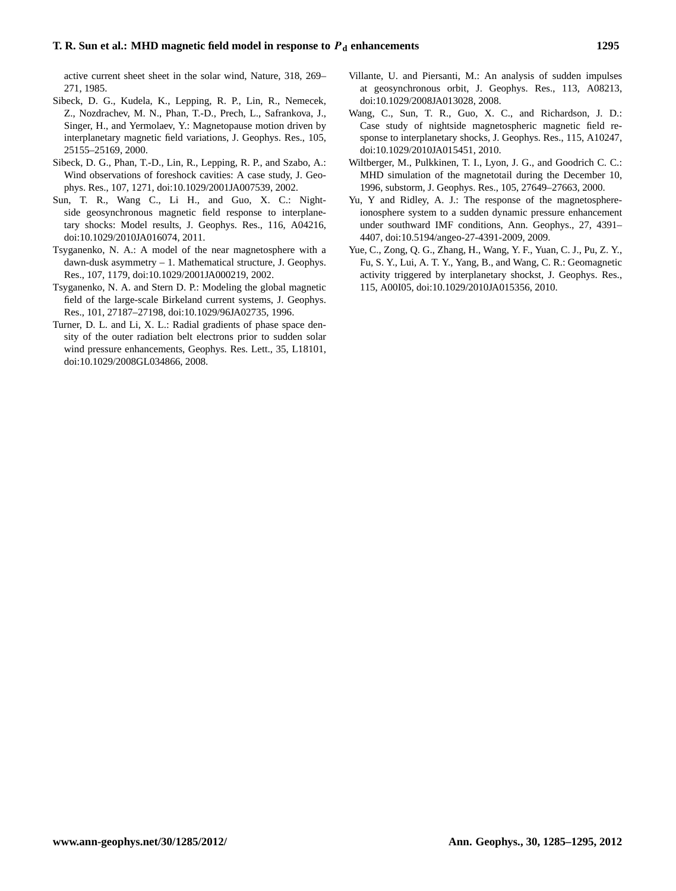active current sheet sheet in the solar wind, Nature, 318, 269–271, 1985.

Sibeck, D. G., Kudela, K., Lepping, R. P., Lin, R., Nemecek, Z., Nozdrachev, M. N., Phan, T.-D., Prech, L., Safrankova, J., Singer, H., and Yermolaev, Y.: Magnetopause motion driven by interplanetary magnetic field variations, J. Geophys. Res., 105, 25155–25169, 2000.

Sibeck, D. G., Phan, T.-D., Lin, R., Lepping, R. P., and Szabo, A.: Wind observations of foreshock cavities: A case study, J. Geophys. Res., 107, 1271, doi:10.1029/2001JA007539, 2002.

Sun, T. R., Wang C., Li H., and Guo, X. C.: Nightside geosynchronous magnetic field response to interplanetary shocks: Model results, J. Geophys. Res., 116, A04216, doi:10.1029/2010JA016074, 2011.

Tsyganenko, N. A.: A model of the near magnetosphere with a dawn-dusk asymmetry – 1. Mathematical structure, J. Geophys. Res., 107, 1179, doi:10.1029/2001JA000219, 2002.

Tsyganenko, N. A. and Stern D. P.: Modeling the global magnetic field of the large-scale Birkeland current systems, J. Geophys. Res., 101, 27187–27198, doi:10.1029/96JA02735, 1996.

Turner, D. L. and Li, X. L.: Radial gradients of phase space density of the outer radiation belt electrons prior to sudden solar wind pressure enhancements, Geophys. Res. Lett., 35, L18101, doi:10.1029/2008GL034866, 2008.

Villante, U. and Piersanti, M.: An analysis of sudden impulses at geosynchronous orbit, J. Geophys. Res., 113, A08213, doi:10.1029/2008JA013028, 2008.

Wang, C., Sun, T. R., Guo, X. C., and Richardson, J. D.: Case study of nightside magnetospheric magnetic field response to interplanetary shocks, J. Geophys. Res., 115, A10247, doi:10.1029/2010JA015451, 2010.

Wiltberger, M., Pulkkinen, T. I., Lyon, J. G., and Goodrich C. C.: MHD simulation of the magnetotail during the December 10, 1996, substorm, J. Geophys. Res., 105, 27649–27663, 2000.

Yu, Y and Ridley, A. J.: The response of the magnetosphere-ionosphere system to a sudden dynamic pressure enhancement under southward IMF conditions, Ann. Geophys., 27, 4391–4407, doi:10.5194/angeo-27-4391-2009, 2009.

Yue, C., Zong, Q. G., Zhang, H., Wang, Y. F., Yuan, C. J., Pu, Z. Y., Fu, S. Y., Lui, A. T. Y., Yang, B., and Wang, C. R.: Geomagnetic activity triggered by interplanetary shockst, J. Geophys. Res., 115, A00I05, doi:10.1029/2010JA015356, 2010.